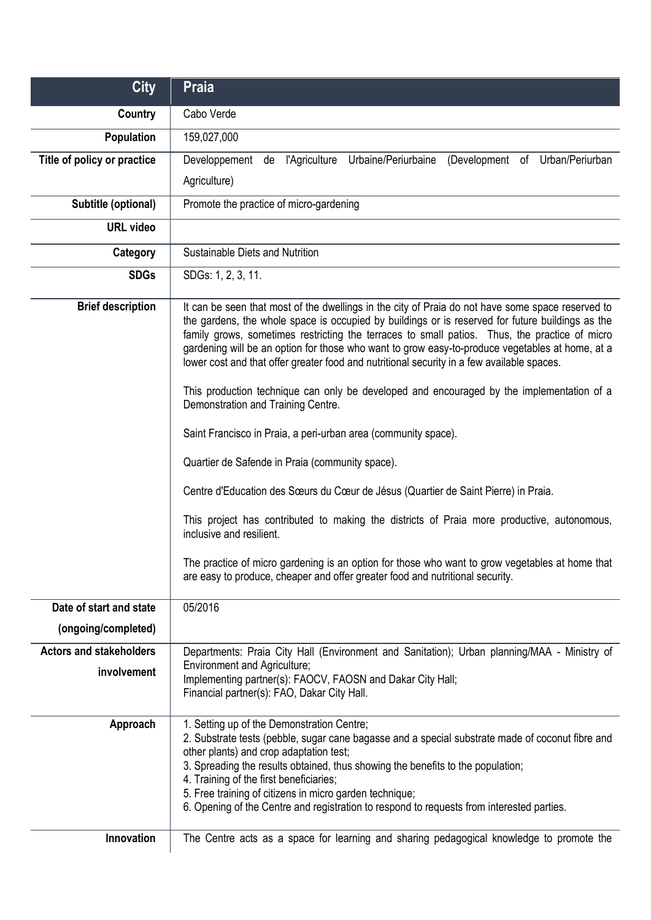| City | Praia |
|---|---|
| Country | Cabo Verde |
| Population | 159,027,000 |
| Title of policy or practice | Developpement de l'Agriculture Urbaine/Periurbaine (Development of Urban/Periurban Agriculture) |
| Subtitle (optional) | Promote the practice of micro-gardening |
| URL video | |
| Category | Sustainable Diets and Nutrition |
| SDGs | SDGs: 1, 2, 3, 11. |
| Brief description | It can be seen that most of the dwellings in the city of Praia do not have some space reserved to the gardens, the whole space is occupied by buildings or is reserved for future buildings as the family grows, sometimes restricting the terraces to small patios. Thus, the practice of micro gardening will be an option for those who want to grow easy-to-produce vegetables at home, at a lower cost and that offer greater food and nutritional security in a few available spaces.<br><br>This production technique can only be developed and encouraged by the implementation of a Demonstration and Training Centre.<br><br>Saint Francisco in Praia, a peri-urban area (community space).<br><br>Quartier de Safende in Praia (community space).<br><br>Centre d'Education des Sœurs du Cœur de Jésus (Quartier de Saint Pierre) in Praia.<br><br>This project has contributed to making the districts of Praia more productive, autonomous, inclusive and resilient.<br><br>The practice of micro gardening is an option for those who want to grow vegetables at home that are easy to produce, cheaper and offer greater food and nutritional security. |
| Date of start and state (ongoing/completed) | 05/2016 |
| Actors and stakeholders involvement | Departments: Praia City Hall (Environment and Sanitation); Urban planning/MAA - Ministry of Environment and Agriculture;<br>Implementing partner(s): FAOCV, FAOSN and Dakar City Hall;<br>Financial partner(s): FAO, Dakar City Hall. |
| Approach | 1. Setting up of the Demonstration Centre;<br>2. Substrate tests (pebble, sugar cane bagasse and a special substrate made of coconut fibre and other plants) and crop adaptation test;<br>3. Spreading the results obtained, thus showing the benefits to the population;<br>4. Training of the first beneficiaries;<br>5. Free training of citizens in micro garden technique;<br>6. Opening of the Centre and registration to respond to requests from interested parties. |
| Innovation | The Centre acts as a space for learning and sharing pedagogical knowledge to promote the |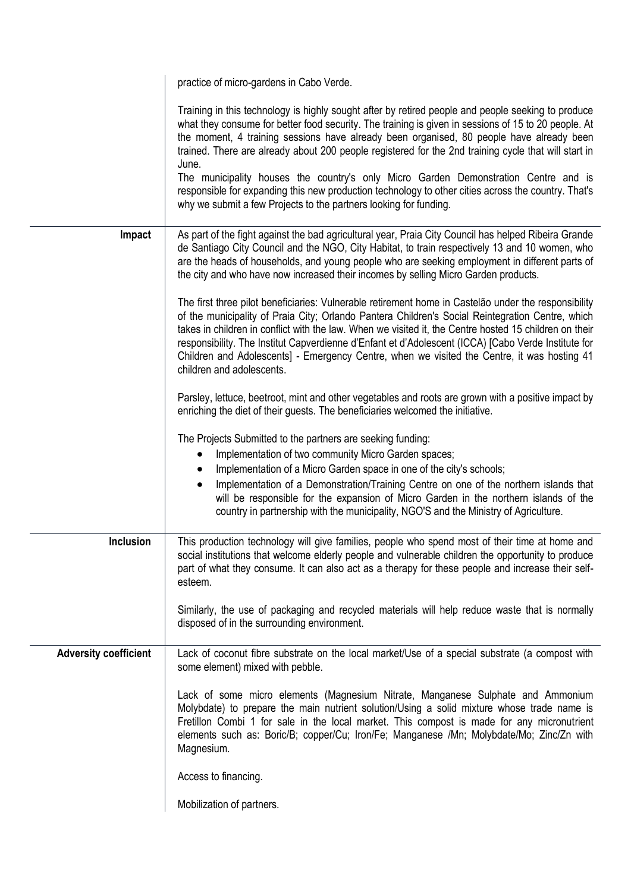| | |
|---|---|
| | practice of micro-gardens in Cabo Verde.<br><br>Training in this technology is highly sought after by retired people and people seeking to produce what they consume for better food security. The training is given in sessions of 15 to 20 people. At the moment, 4 training sessions have already been organised, 80 people have already been trained. There are already about 200 people registered for the 2nd training cycle that will start in June.<br>The municipality houses the country's only Micro Garden Demonstration Centre and is responsible for expanding this new production technology to other cities across the country. That's why we submit a few Projects to the partners looking for funding. |
| **Impact** | As part of the fight against the bad agricultural year, Praia City Council has helped Ribeira Grande de Santiago City Council and the NGO, City Habitat, to train respectively 13 and 10 women, who are the heads of households, and young people who are seeking employment in different parts of the city and who have now increased their incomes by selling Micro Garden products.<br><br>The first three pilot beneficiaries: Vulnerable retirement home in Castelão under the responsibility of the municipality of Praia City; Orlando Pantera Children's Social Reintegration Centre, which takes in children in conflict with the law. When we visited it, the Centre hosted 15 children on their responsibility. The Institut Capverdienne d'Enfant et d'Adolescent (ICCA) [Cabo Verde Institute for Children and Adolescents] - Emergency Centre, when we visited the Centre, it was hosting 41 children and adolescents.<br><br>Parsley, lettuce, beetroot, mint and other vegetables and roots are grown with a positive impact by enriching the diet of their guests. The beneficiaries welcomed the initiative.<br><br>The Projects Submitted to the partners are seeking funding:<br>• Implementation of two community Micro Garden spaces;<br>• Implementation of a Micro Garden space in one of the city's schools;<br>• Implementation of a Demonstration/Training Centre on one of the northern islands that will be responsible for the expansion of Micro Garden in the northern islands of the country in partnership with the municipality, NGO'S and the Ministry of Agriculture. |
| **Inclusion** | This production technology will give families, people who spend most of their time at home and social institutions that welcome elderly people and vulnerable children the opportunity to produce part of what they consume. It can also act as a therapy for these people and increase their self-esteem.<br><br>Similarly, the use of packaging and recycled materials will help reduce waste that is normally disposed of in the surrounding environment. |
| **Adversity coefficient** | Lack of coconut fibre substrate on the local market/Use of a special substrate (a compost with some element) mixed with pebble.<br><br>Lack of some micro elements (Magnesium Nitrate, Manganese Sulphate and Ammonium Molybdate) to prepare the main nutrient solution/Using a solid mixture whose trade name is Fretillon Combi 1 for sale in the local market. This compost is made for any micronutrient elements such as: Boric/B; copper/Cu; Iron/Fe; Manganese /Mn; Molybdate/Mo; Zinc/Zn with Magnesium.<br><br>Access to financing.<br><br>Mobilization of partners. |